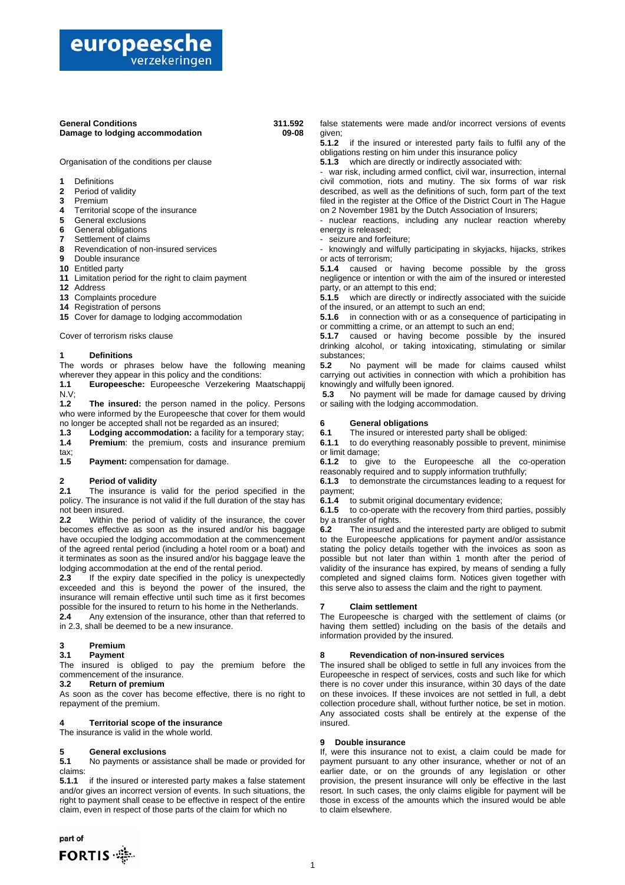**General Conditions** **311.592**
**Damage to lodging accommodation** **09-08**

Organisation of the conditions per clause

1. Definitions
2. Period of validity
3. Premium
4. Territorial scope of the insurance
5. General exclusions
6. General obligations
7. Settlement of claims
8. Revendication of non-insured services
9. Double insurance
10. Entitled party
11. Limitation period for the right to claim payment
12. Address
13. Complaints procedure
14. Registration of persons
15. Cover for damage to lodging accommodation

Cover of terrorism risks clause

## 1 Definitions

The words or phrases below have the following meaning wherever they appear in this policy and the conditions:

**1.1 Europeesche:** Europeesche Verzekering Maatschappij N.V;

**1.2 The insured:** the person named in the policy. Persons who were informed by the Europeesche that cover for them would no longer be accepted shall not be regarded as an insured;

**1.3 Lodging accommodation:** a facility for a temporary stay;

**1.4 Premium**: the premium, costs and insurance premium tax;

**1.5 Payment:** compensation for damage.

## 2 Period of validity

**2.1** The insurance is valid for the period specified in the policy. The insurance is not valid if the full duration of the stay has not been insured.

**2.2** Within the period of validity of the insurance, the cover becomes effective as soon as the insured and/or his baggage have occupied the lodging accommodation at the commencement of the agreed rental period (including a hotel room or a boat) and it terminates as soon as the insured and/or his baggage leave the lodging accommodation at the end of the rental period.

**2.3** If the expiry date specified in the policy is unexpectedly exceeded and this is beyond the power of the insured, the insurance will remain effective until such time as it first becomes possible for the insured to return to his home in the Netherlands.

**2.4** Any extension of the insurance, other than that referred to in 2.3, shall be deemed to be a new insurance.

## 3 Premium

### 3.1 Payment

The insured is obliged to pay the premium before the commencement of the insurance.

### 3.2 Return of premium

As soon as the cover has become effective, there is no right to repayment of the premium.

## 4 Territorial scope of the insurance

The insurance is valid in the whole world.

## 5 General exclusions

**5.1** No payments or assistance shall be made or provided for claims:

**5.1.1** if the insured or interested party makes a false statement and/or gives an incorrect version of events. In such situations, the right to payment shall cease to be effective in respect of the entire claim, even in respect of those parts of the claim for which no false statements were made and/or incorrect versions of events given;

**5.1.2** if the insured or interested party fails to fulfil any of the obligations resting on him under this insurance policy

**5.1.3** which are directly or indirectly associated with:

- war risk, including armed conflict, civil war, insurrection, internal civil commotion, riots and mutiny. The six forms of war risk described, as well as the definitions of such, form part of the text filed in the register at the Office of the District Court in The Hague on 2 November 1981 by the Dutch Association of Insurers;
- nuclear reactions, including any nuclear reaction whereby energy is released;
- seizure and forfeiture;
- knowingly and wilfully participating in skyjacks, hijacks, strikes or acts of terrorism;

**5.1.4** caused or having become possible by the gross negligence or intention or with the aim of the insured or interested party, or an attempt to this end;

**5.1.5** which are directly or indirectly associated with the suicide of the insured, or an attempt to such an end;

**5.1.6** in connection with or as a consequence of participating in or committing a crime, or an attempt to such an end;

**5.1.7** caused or having become possible by the insured drinking alcohol, or taking intoxicating, stimulating or similar substances;

**5.2** No payment will be made for claims caused whilst carrying out activities in connection with which a prohibition has knowingly and wilfully been ignored.

**5.3** No payment will be made for damage caused by driving or sailing with the lodging accommodation.

## 6 General obligations

**6.1** The insured or interested party shall be obliged:

**6.1.1** to do everything reasonably possible to prevent, minimise or limit damage;

**6.1.2** to give to the Europeesche all the co-operation reasonably required and to supply information truthfully;

**6.1.3** to demonstrate the circumstances leading to a request for payment;

**6.1.4** to submit original documentary evidence;

**6.1.5** to co-operate with the recovery from third parties, possibly by a transfer of rights.

**6.2** The insured and the interested party are obliged to submit to the Europeesche applications for payment and/or assistance stating the policy details together with the invoices as soon as possible but not later than within 1 month after the period of validity of the insurance has expired, by means of sending a fully completed and signed claims form. Notices given together with this serve also to assess the claim and the right to payment.

## 7 Claim settlement

The Europeesche is charged with the settlement of claims (or having them settled) including on the basis of the details and information provided by the insured.

## 8 Revendication of non-insured services

The insured shall be obliged to settle in full any invoices from the Europeesche in respect of services, costs and such like for which there is no cover under this insurance, within 30 days of the date on these invoices. If these invoices are not settled in full, a debt collection procedure shall, without further notice, be set in motion. Any associated costs shall be entirely at the expense of the insured.

## 9 Double insurance

If, were this insurance not to exist, a claim could be made for payment pursuant to any other insurance, whether or not of an earlier date, or on the grounds of any legislation or other provision, the present insurance will only be effective in the last resort. In such cases, the only claims eligible for payment will be those in excess of the amounts which the insured would be able to claim elsewhere.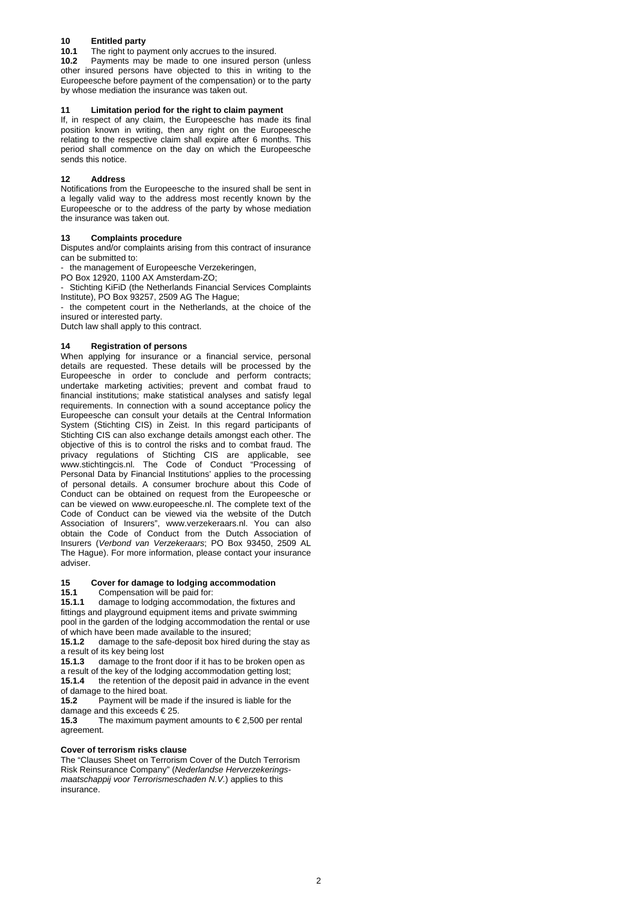## 10 Entitled party

**10.1** The right to payment only accrues to the insured.

**10.2** Payments may be made to one insured person (unless other insured persons have objected to this in writing to the Europeesche before payment of the compensation) or to the party by whose mediation the insurance was taken out.

## 11 Limitation period for the right to claim payment

If, in respect of any claim, the Europeesche has made its final position known in writing, then any right on the Europeesche relating to the respective claim shall expire after 6 months. This period shall commence on the day on which the Europeesche sends this notice.

## 12 Address

Notifications from the Europeesche to the insured shall be sent in a legally valid way to the address most recently known by the Europeesche or to the address of the party by whose mediation the insurance was taken out.

## 13 Complaints procedure

Disputes and/or complaints arising from this contract of insurance can be submitted to:

- the management of Europeesche Verzekeringen, PO Box 12920, 1100 AX Amsterdam-ZO;
- Stichting KiFiD (the Netherlands Financial Services Complaints Institute), PO Box 93257, 2509 AG The Hague;
- the competent court in the Netherlands, at the choice of the insured or interested party.

Dutch law shall apply to this contract.

## 14 Registration of persons

When applying for insurance or a financial service, personal details are requested. These details will be processed by the Europeesche in order to conclude and perform contracts; undertake marketing activities; prevent and combat fraud to financial institutions; make statistical analyses and satisfy legal requirements. In connection with a sound acceptance policy the Europeesche can consult your details at the Central Information System (Stichting CIS) in Zeist. In this regard participants of Stichting CIS can also exchange details amongst each other. The objective of this is to control the risks and to combat fraud. The privacy regulations of Stichting CIS are applicable, see www.stichtingcis.nl. The Code of Conduct "Processing of Personal Data by Financial Institutions' applies to the processing of personal details. A consumer brochure about this Code of Conduct can be obtained on request from the Europeesche or can be viewed on www.europeesche.nl. The complete text of the Code of Conduct can be viewed via the website of the Dutch Association of Insurers", www.verzekeraars.nl. You can also obtain the Code of Conduct from the Dutch Association of Insurers (*Verbond van Verzekeraars*; PO Box 93450, 2509 AL The Hague). For more information, please contact your insurance adviser.

## 15 Cover for damage to lodging accommodation

**15.1** Compensation will be paid for:

**15.1.1** damage to lodging accommodation, the fixtures and fittings and playground equipment items and private swimming pool in the garden of the lodging accommodation the rental or use of which have been made available to the insured;

**15.1.2** damage to the safe-deposit box hired during the stay as a result of its key being lost

**15.1.3** damage to the front door if it has to be broken open as a result of the key of the lodging accommodation getting lost;

**15.1.4** the retention of the deposit paid in advance in the event of damage to the hired boat.

**15.2** Payment will be made if the insured is liable for the damage and this exceeds € 25.

**15.3** The maximum payment amounts to € 2,500 per rental agreement.

## Cover of terrorism risks clause

The "Clauses Sheet on Terrorism Cover of the Dutch Terrorism Risk Reinsurance Company" (*Nederlandse Herverzekerings-maatschappij voor Terrorismeschaden N.V.*) applies to this insurance.